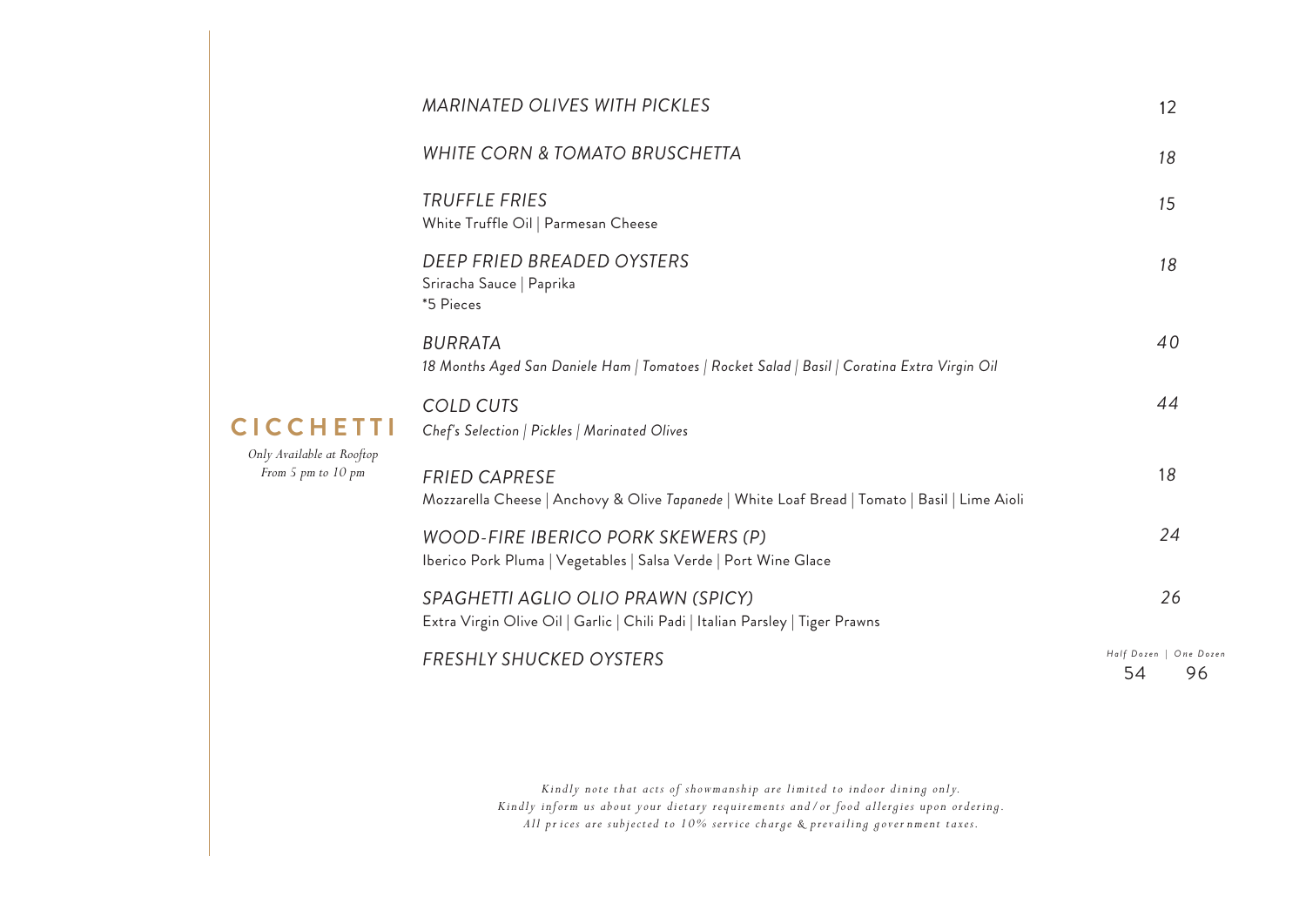## CICCHETTI

*Only Available at Rooftop*
*From 5 pm to 10 pm*

*MARINATED OLIVES WITH PICKLES* — 12

*WHITE CORN & TOMATO BRUSCHETTA* — 18

*TRUFFLE FRIES* — 15
White Truffle Oil | Parmesan Cheese

*DEEP FRIED BREADED OYSTERS* — 18
Sriracha Sauce | Paprika
*5 Pieces

*BURRATA* — 40
*18 Months Aged San Daniele Ham | Tomatoes | Rocket Salad | Basil | Coratina Extra Virgin Oil*

*COLD CUTS* — 44
*Chef's Selection | Pickles | Marinated Olives*

*FRIED CAPRESE* — 18
Mozzarella Cheese | Anchovy & Olive *Tapanede* | White Loaf Bread | Tomato | Basil | Lime Aioli

*WOOD-FIRE IBERICO PORK SKEWERS (P)* — 24
Iberico Pork Pluma | Vegetables | Salsa Verde | Port Wine Glace

*SPAGHETTI AGLIO OLIO PRAWN (SPICY)* — 26
Extra Virgin Olive Oil | Garlic | Chili Padi | Italian Parsley | Tiger Prawns

*FRESHLY SHUCKED OYSTERS* — *Half Dozen* 54 | *One Dozen* 96

*Kindly note that acts of showmanship are limited to indoor dining only.*
*Kindly inform us about your dietary requirements and/or food allergies upon ordering.*
*All prices are subjected to 10% service charge & prevailing government taxes.*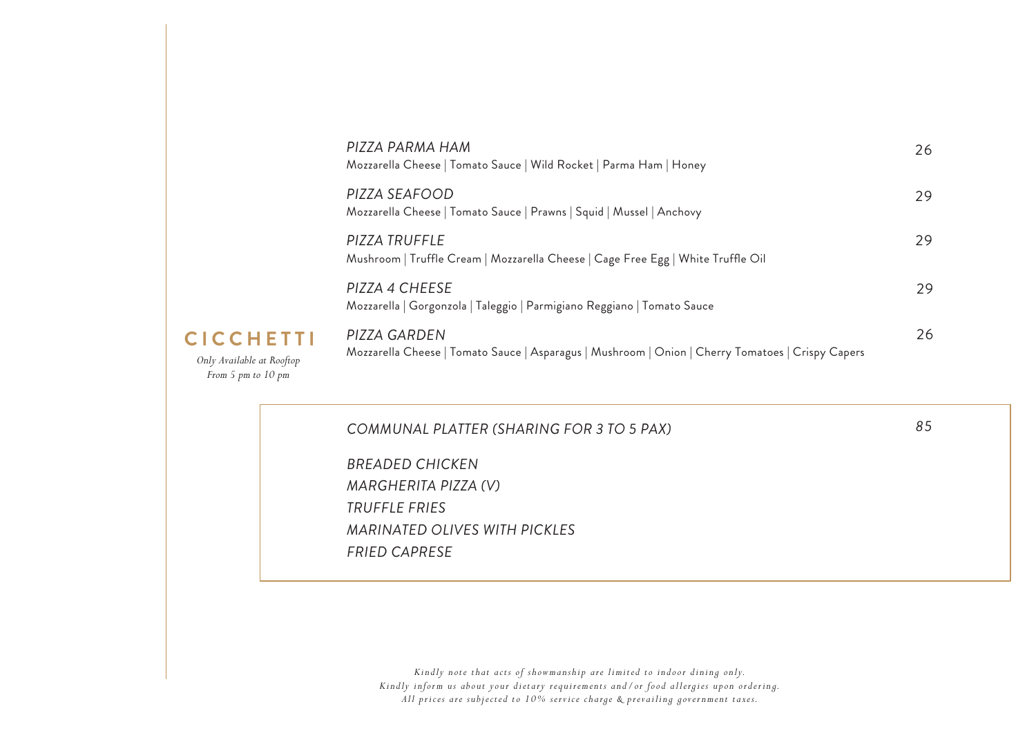## CICCHETTI

*Only Available at Rooftop*
*From 5 pm to 10 pm*

*PIZZA PARMA HAM* — 26
Mozzarella Cheese | Tomato Sauce | Wild Rocket | Parma Ham | Honey

*PIZZA SEAFOOD* — 29
Mozzarella Cheese | Tomato Sauce | Prawns | Squid | Mussel | Anchovy

*PIZZA TRUFFLE* — 29
Mushroom | Truffle Cream | Mozzarella Cheese | Cage Free Egg | White Truffle Oil

*PIZZA 4 CHEESE* — 29
Mozzarella | Gorgonzola | Taleggio | Parmigiano Reggiano | Tomato Sauce

*PIZZA GARDEN* — 26
Mozzarella Cheese | Tomato Sauce | Asparagus | Mushroom | Onion | Cherry Tomatoes | Crispy Capers

*COMMUNAL PLATTER (SHARING FOR 3 TO 5 PAX)* — *85*

*BREADED CHICKEN*
*MARGHERITA PIZZA (V)*
*TRUFFLE FRIES*
*MARINATED OLIVES WITH PICKLES*
*FRIED CAPRESE*

*Kindly note that acts of showmanship are limited to indoor dining only.*
*Kindly inform us about your dietary requirements and/or food allergies upon ordering.*
*All prices are subjected to 10% service charge & prevailing government taxes.*